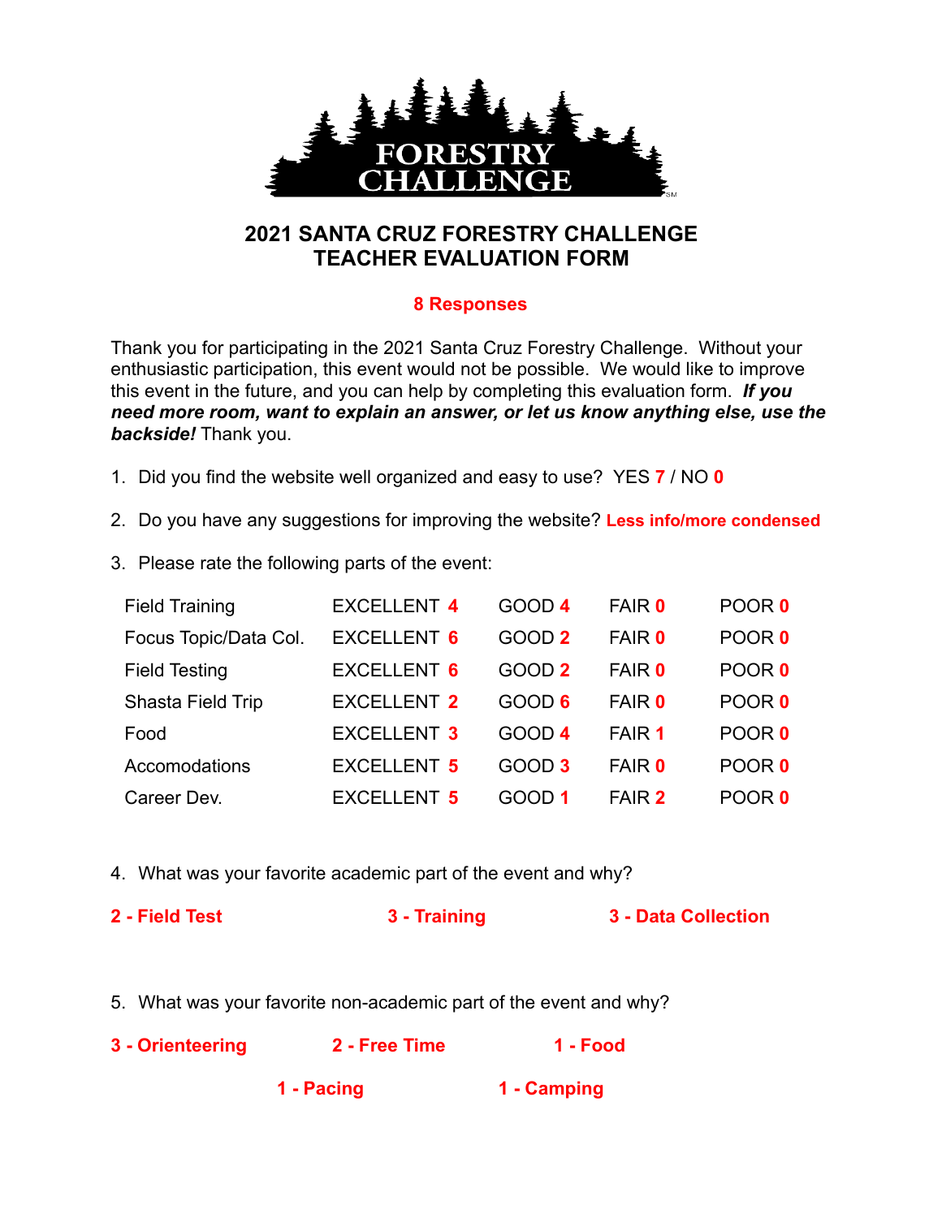# 2021 SANTA CRUZ FORESTRY CHALLENGE
# TEACHER EVALUATION FORM

**8 Responses**

Thank you for participating in the 2021 Santa Cruz Forestry Challenge. Without your enthusiastic participation, this event would not be possible. We would like to improve this event in the future, and you can help by completing this evaluation form. ***If you need more room, want to explain an answer, or let us know anything else, use the backside!*** Thank you.

1. Did you find the website well organized and easy to use? YES **7** / NO **0**

2. Do you have any suggestions for improving the website? **Less info/more condensed**

3. Please rate the following parts of the event:

| | EXCELLENT | GOOD | FAIR | POOR |
|---|---|---|---|---|
| Field Training | 4 | 4 | 0 | 0 |
| Focus Topic/Data Col. | 6 | 2 | 0 | 0 |
| Field Testing | 6 | 2 | 0 | 0 |
| Shasta Field Trip | 2 | 6 | 0 | 0 |
| Food | 3 | 4 | 1 | 0 |
| Accomodations | 5 | 3 | 0 | 0 |
| Career Dev. | 5 | 1 | 2 | 0 |

4. What was your favorite academic part of the event and why?

**2 - Field Test** **3 - Training** **3 - Data Collection**

5. What was your favorite non-academic part of the event and why?

**3 - Orienteering** **2 - Free Time** **1 - Food**

**1 - Pacing** **1 - Camping**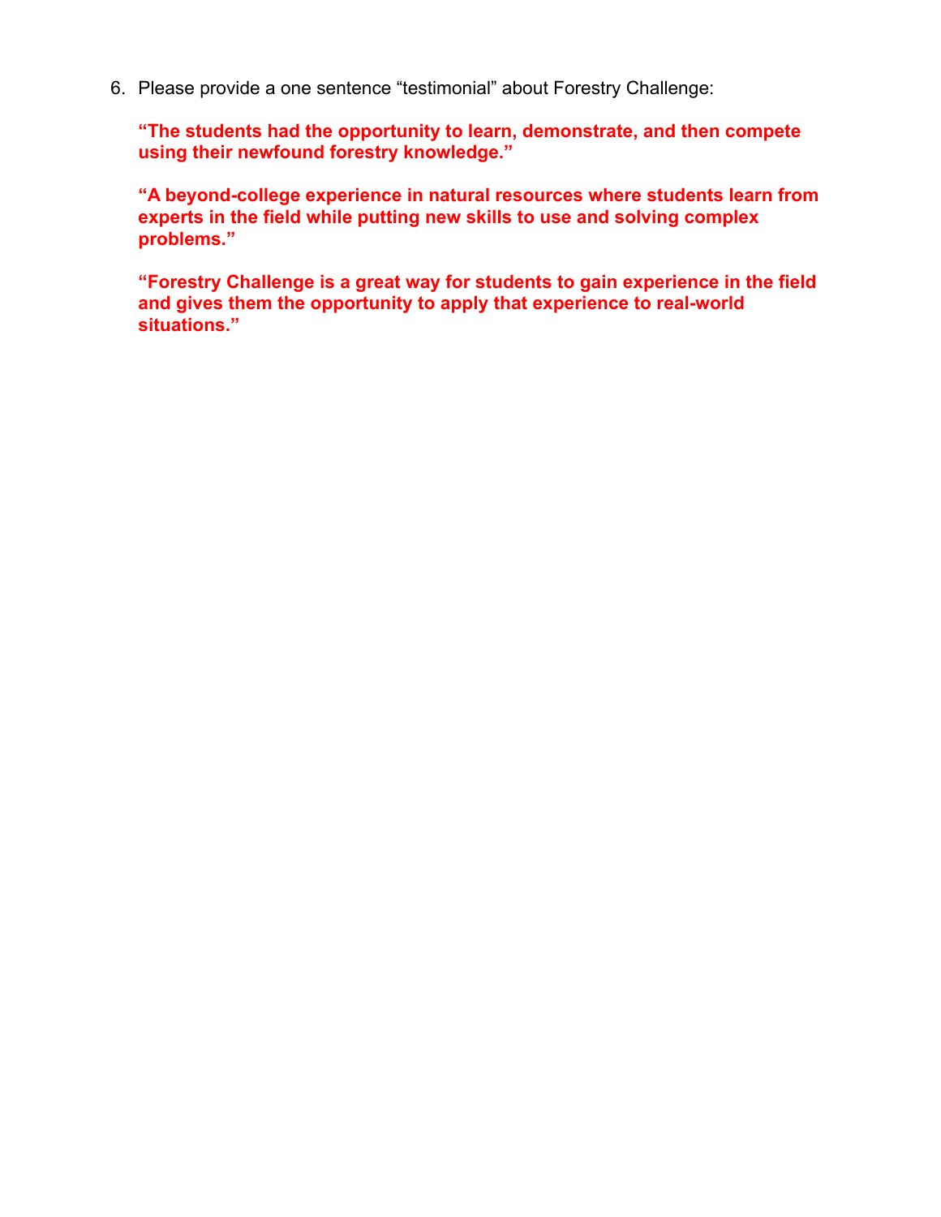6. Please provide a one sentence "testimonial" about Forestry Challenge:

   **"The students had the opportunity to learn, demonstrate, and then compete using their newfound forestry knowledge."**

   **"A beyond-college experience in natural resources where students learn from experts in the field while putting new skills to use and solving complex problems."**

   **"Forestry Challenge is a great way for students to gain experience in the field and gives them the opportunity to apply that experience to real-world situations."**